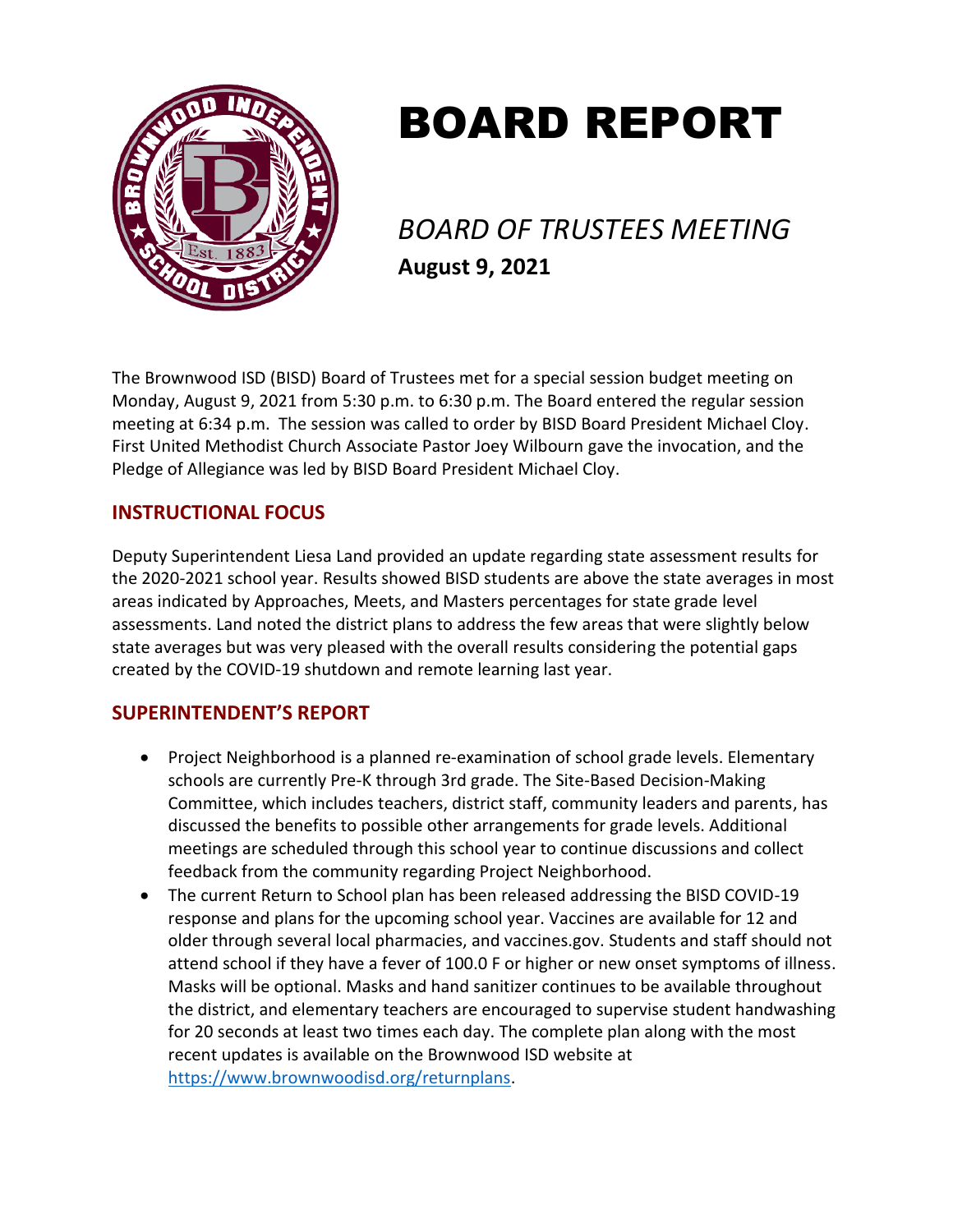# BOARD REPORT

## *BOARD OF TRUSTEES MEETING*

**August 9, 2021**

The Brownwood ISD (BISD) Board of Trustees met for a special session budget meeting on Monday, August 9, 2021 from 5:30 p.m. to 6:30 p.m. The Board entered the regular session meeting at 6:34 p.m. The session was called to order by BISD Board President Michael Cloy. First United Methodist Church Associate Pastor Joey Wilbourn gave the invocation, and the Pledge of Allegiance was led by BISD Board President Michael Cloy.

## INSTRUCTIONAL FOCUS

Deputy Superintendent Liesa Land provided an update regarding state assessment results for the 2020-2021 school year. Results showed BISD students are above the state averages in most areas indicated by Approaches, Meets, and Masters percentages for state grade level assessments. Land noted the district plans to address the few areas that were slightly below state averages but was very pleased with the overall results considering the potential gaps created by the COVID-19 shutdown and remote learning last year.

## SUPERINTENDENT'S REPORT

- Project Neighborhood is a planned re-examination of school grade levels. Elementary schools are currently Pre-K through 3rd grade. The Site-Based Decision-Making Committee, which includes teachers, district staff, community leaders and parents, has discussed the benefits to possible other arrangements for grade levels. Additional meetings are scheduled through this school year to continue discussions and collect feedback from the community regarding Project Neighborhood.
- The current Return to School plan has been released addressing the BISD COVID-19 response and plans for the upcoming school year. Vaccines are available for 12 and older through several local pharmacies, and vaccines.gov. Students and staff should not attend school if they have a fever of 100.0 F or higher or new onset symptoms of illness. Masks will be optional. Masks and hand sanitizer continues to be available throughout the district, and elementary teachers are encouraged to supervise student handwashing for 20 seconds at least two times each day. The complete plan along with the most recent updates is available on the Brownwood ISD website at https://www.brownwoodisd.org/returnplans.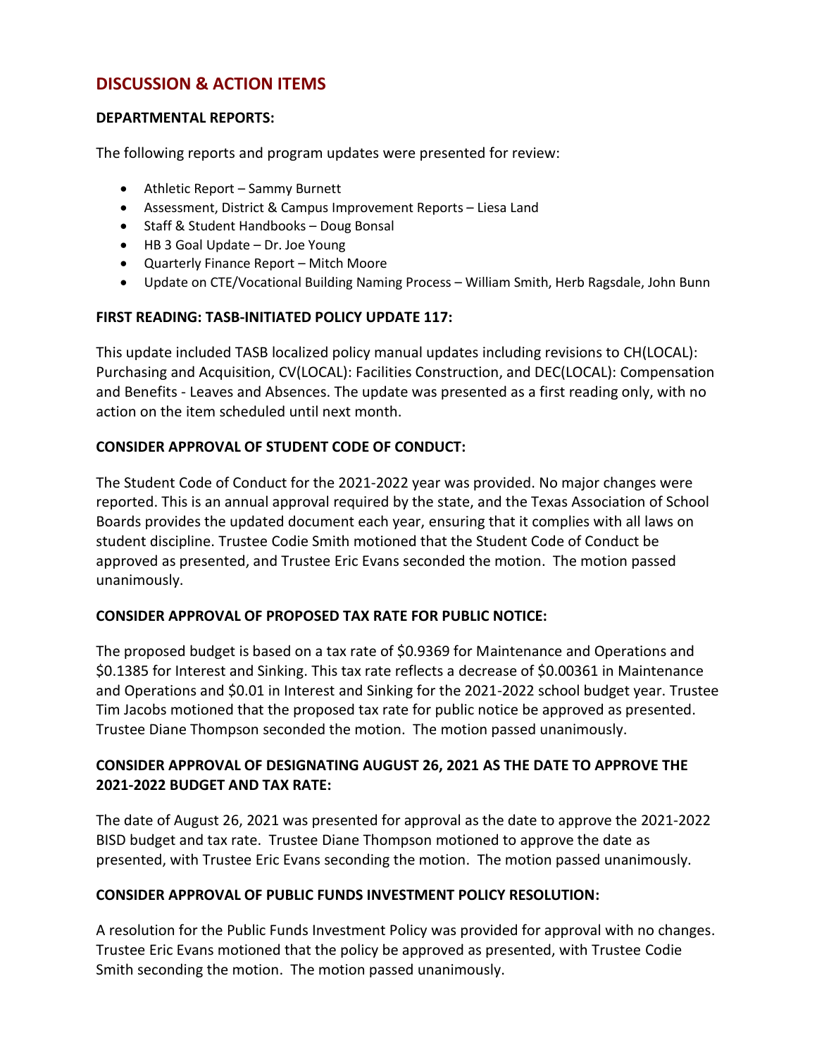## DISCUSSION & ACTION ITEMS

**DEPARTMENTAL REPORTS:**

The following reports and program updates were presented for review:

- Athletic Report – Sammy Burnett
- Assessment, District & Campus Improvement Reports – Liesa Land
- Staff & Student Handbooks – Doug Bonsal
- HB 3 Goal Update – Dr. Joe Young
- Quarterly Finance Report – Mitch Moore
- Update on CTE/Vocational Building Naming Process – William Smith, Herb Ragsdale, John Bunn

**FIRST READING: TASB-INITIATED POLICY UPDATE 117:**

This update included TASB localized policy manual updates including revisions to CH(LOCAL): Purchasing and Acquisition, CV(LOCAL): Facilities Construction, and DEC(LOCAL): Compensation and Benefits - Leaves and Absences. The update was presented as a first reading only, with no action on the item scheduled until next month.

**CONSIDER APPROVAL OF STUDENT CODE OF CONDUCT:**

The Student Code of Conduct for the 2021-2022 year was provided. No major changes were reported. This is an annual approval required by the state, and the Texas Association of School Boards provides the updated document each year, ensuring that it complies with all laws on student discipline. Trustee Codie Smith motioned that the Student Code of Conduct be approved as presented, and Trustee Eric Evans seconded the motion. The motion passed unanimously.

**CONSIDER APPROVAL OF PROPOSED TAX RATE FOR PUBLIC NOTICE:**

The proposed budget is based on a tax rate of $0.9369 for Maintenance and Operations and $0.1385 for Interest and Sinking. This tax rate reflects a decrease of $0.00361 in Maintenance and Operations and $0.01 in Interest and Sinking for the 2021-2022 school budget year. Trustee Tim Jacobs motioned that the proposed tax rate for public notice be approved as presented. Trustee Diane Thompson seconded the motion. The motion passed unanimously.

**CONSIDER APPROVAL OF DESIGNATING AUGUST 26, 2021 AS THE DATE TO APPROVE THE 2021-2022 BUDGET AND TAX RATE:**

The date of August 26, 2021 was presented for approval as the date to approve the 2021-2022 BISD budget and tax rate. Trustee Diane Thompson motioned to approve the date as presented, with Trustee Eric Evans seconding the motion. The motion passed unanimously.

**CONSIDER APPROVAL OF PUBLIC FUNDS INVESTMENT POLICY RESOLUTION:**

A resolution for the Public Funds Investment Policy was provided for approval with no changes. Trustee Eric Evans motioned that the policy be approved as presented, with Trustee Codie Smith seconding the motion. The motion passed unanimously.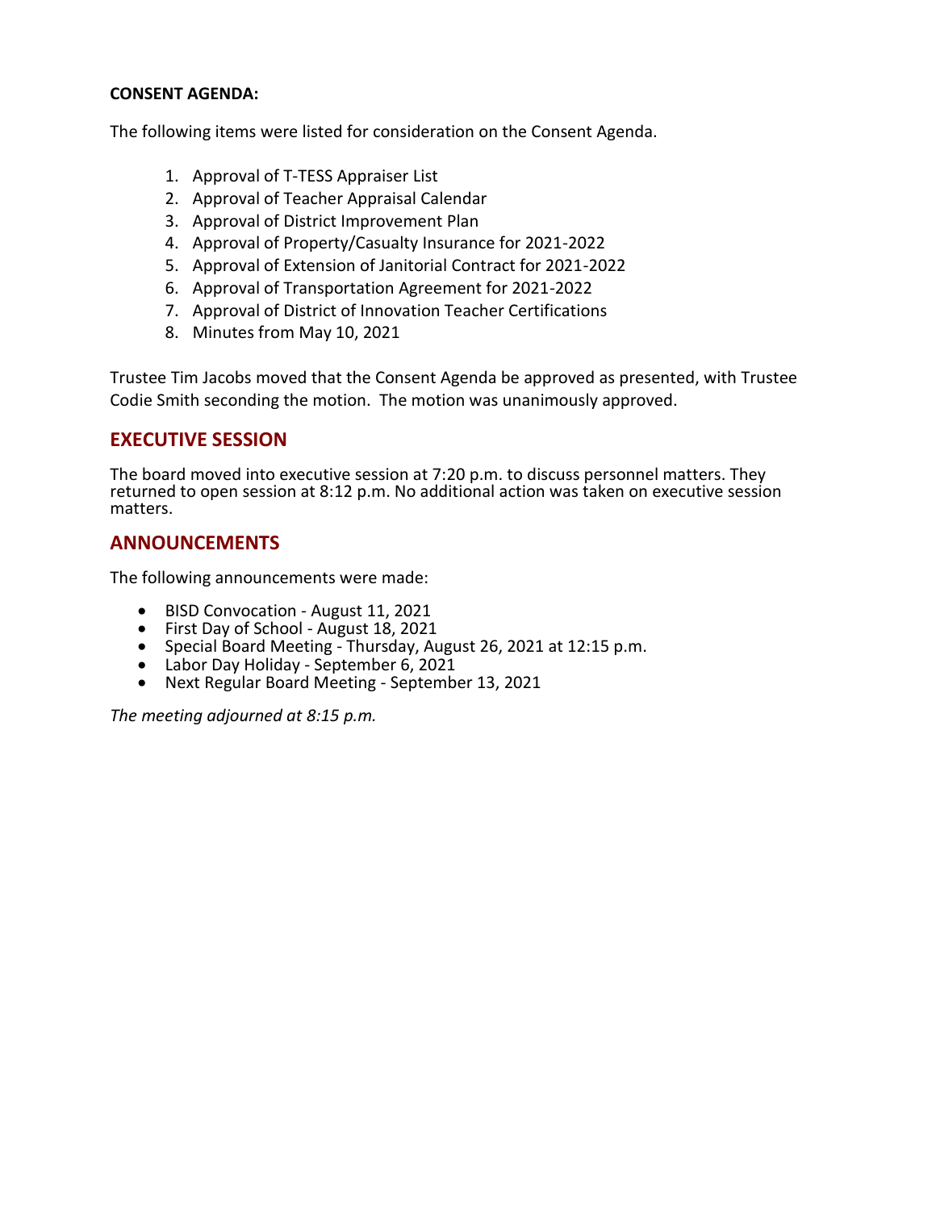**CONSENT AGENDA:**

The following items were listed for consideration on the Consent Agenda.

1. Approval of T-TESS Appraiser List
2. Approval of Teacher Appraisal Calendar
3. Approval of District Improvement Plan
4. Approval of Property/Casualty Insurance for 2021-2022
5. Approval of Extension of Janitorial Contract for 2021-2022
6. Approval of Transportation Agreement for 2021-2022
7. Approval of District of Innovation Teacher Certifications
8. Minutes from May 10, 2021

Trustee Tim Jacobs moved that the Consent Agenda be approved as presented, with Trustee Codie Smith seconding the motion. The motion was unanimously approved.

## EXECUTIVE SESSION

The board moved into executive session at 7:20 p.m. to discuss personnel matters. They returned to open session at 8:12 p.m. No additional action was taken on executive session matters.

## ANNOUNCEMENTS

The following announcements were made:

- BISD Convocation - August 11, 2021
- First Day of School - August 18, 2021
- Special Board Meeting - Thursday, August 26, 2021 at 12:15 p.m.
- Labor Day Holiday - September 6, 2021
- Next Regular Board Meeting - September 13, 2021

*The meeting adjourned at 8:15 p.m.*